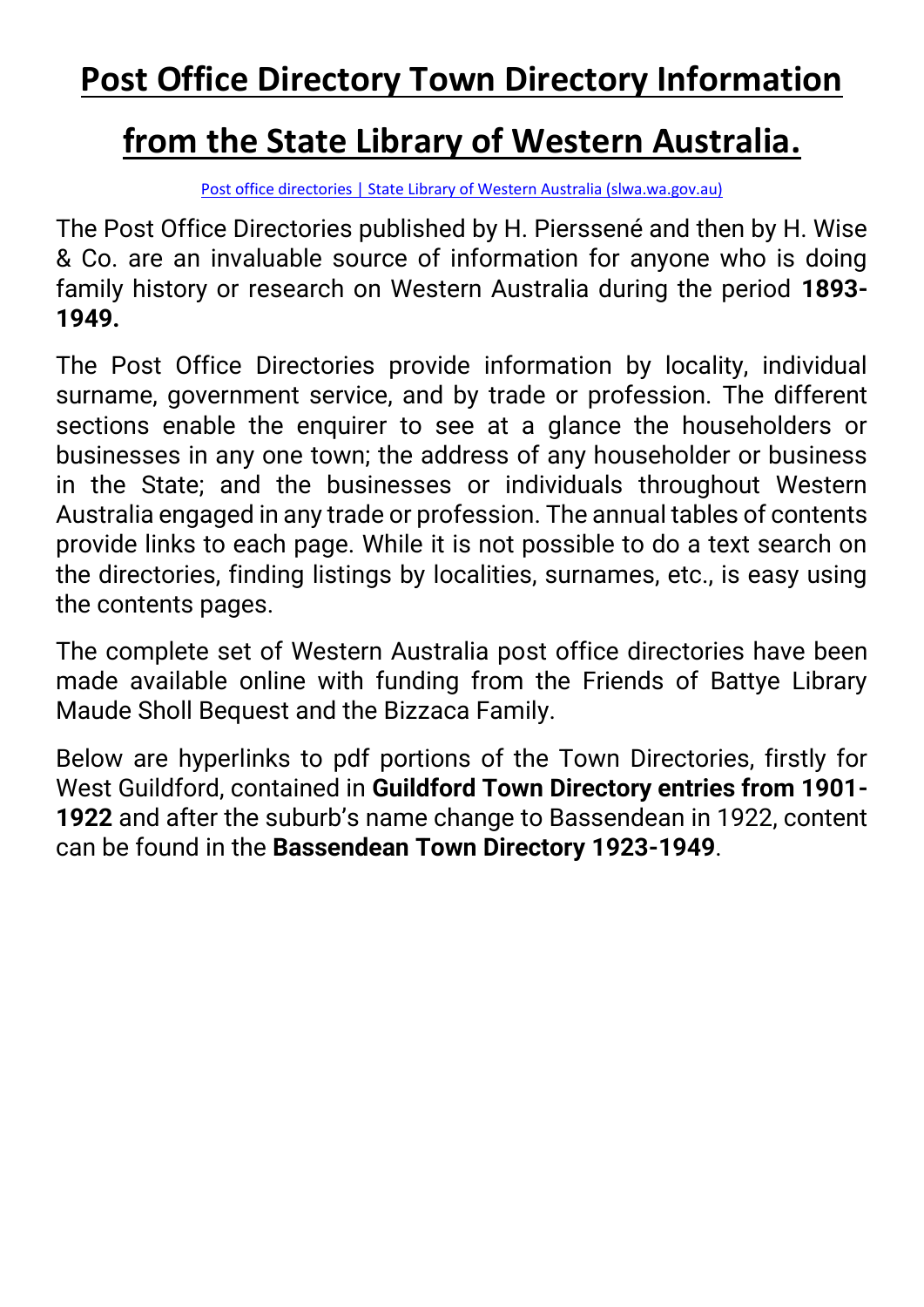# Post Office Directory Town Directory Information from the State Library of Western Australia.

[Post office directories | State Library of Western Australia (slwa.wa.gov.au)](https://slwa.wa.gov.au)

The Post Office Directories published by H. Pierssené and then by H. Wise & Co. are an invaluable source of information for anyone who is doing family history or research on Western Australia during the period **1893-1949.**

The Post Office Directories provide information by locality, individual surname, government service, and by trade or profession. The different sections enable the enquirer to see at a glance the householders or businesses in any one town; the address of any householder or business in the State; and the businesses or individuals throughout Western Australia engaged in any trade or profession. The annual tables of contents provide links to each page. While it is not possible to do a text search on the directories, finding listings by localities, surnames, etc., is easy using the contents pages.

The complete set of Western Australia post office directories have been made available online with funding from the Friends of Battye Library Maude Sholl Bequest and the Bizzaca Family.

Below are hyperlinks to pdf portions of the Town Directories, firstly for West Guildford, contained in **Guildford Town Directory entries from 1901-1922** and after the suburb's name change to Bassendean in 1922, content can be found in the **Bassendean Town Directory 1923-1949**.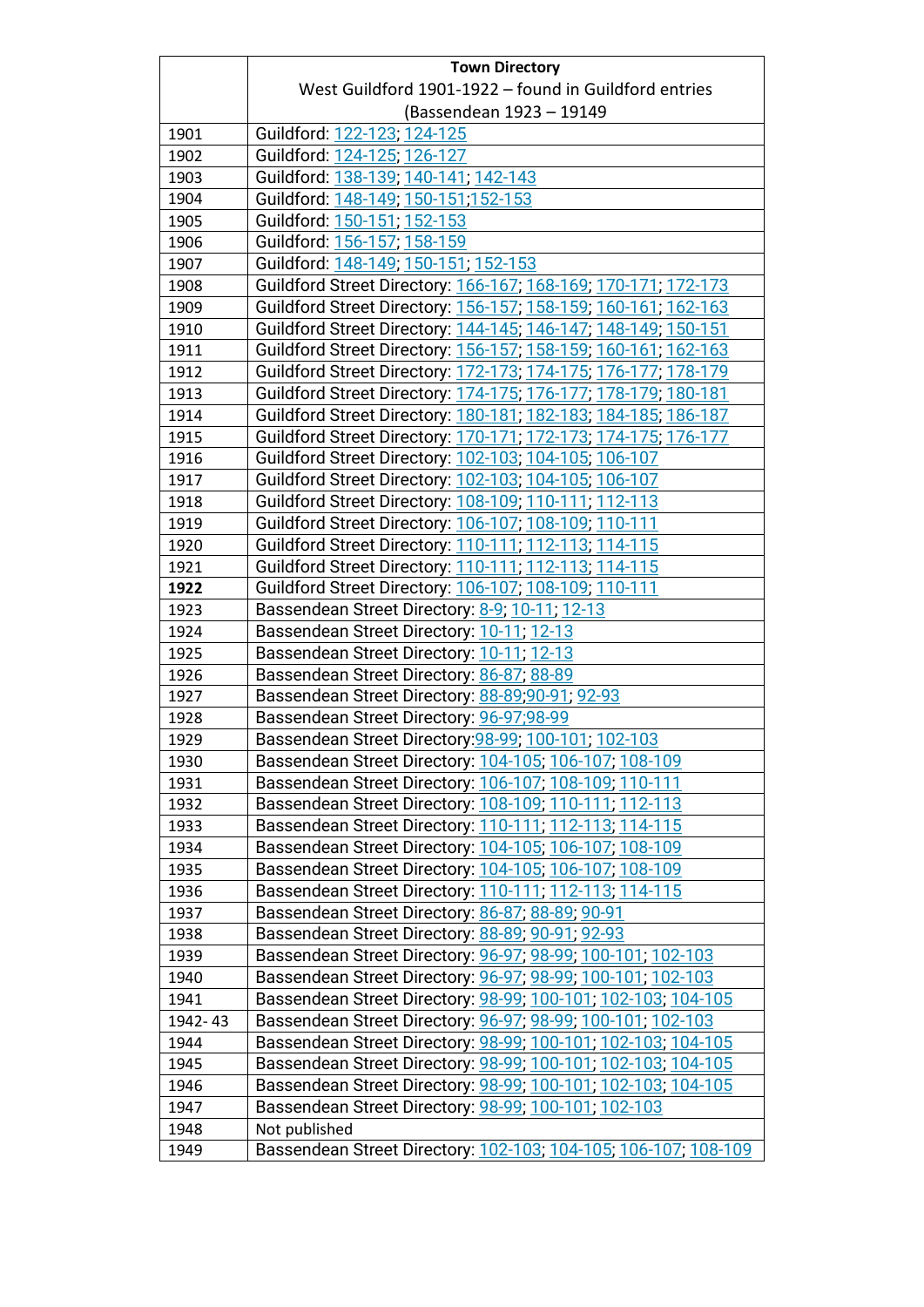| | Town Directory<br>West Guildford 1901-1922 – found in Guildford entries<br>(Bassendean 1923 – 19149 |
|---|---|
| 1901 | Guildford: 122-123; 124-125 |
| 1902 | Guildford: 124-125; 126-127 |
| 1903 | Guildford: 138-139; 140-141; 142-143 |
| 1904 | Guildford: 148-149; 150-151;152-153 |
| 1905 | Guildford: 150-151; 152-153 |
| 1906 | Guildford: 156-157; 158-159 |
| 1907 | Guildford: 148-149; 150-151; 152-153 |
| 1908 | Guildford Street Directory: 166-167; 168-169; 170-171; 172-173 |
| 1909 | Guildford Street Directory: 156-157; 158-159; 160-161; 162-163 |
| 1910 | Guildford Street Directory: 144-145; 146-147; 148-149; 150-151 |
| 1911 | Guildford Street Directory: 156-157; 158-159; 160-161; 162-163 |
| 1912 | Guildford Street Directory: 172-173; 174-175; 176-177; 178-179 |
| 1913 | Guildford Street Directory: 174-175; 176-177; 178-179; 180-181 |
| 1914 | Guildford Street Directory: 180-181; 182-183; 184-185; 186-187 |
| 1915 | Guildford Street Directory: 170-171; 172-173; 174-175; 176-177 |
| 1916 | Guildford Street Directory: 102-103; 104-105; 106-107 |
| 1917 | Guildford Street Directory: 102-103; 104-105; 106-107 |
| 1918 | Guildford Street Directory: 108-109; 110-111; 112-113 |
| 1919 | Guildford Street Directory: 106-107; 108-109; 110-111 |
| 1920 | Guildford Street Directory: 110-111; 112-113; 114-115 |
| 1921 | Guildford Street Directory: 110-111; 112-113; 114-115 |
| **1922** | Guildford Street Directory: 106-107; 108-109; 110-111 |
| 1923 | Bassendean Street Directory: 8-9; 10-11; 12-13 |
| 1924 | Bassendean Street Directory: 10-11; 12-13 |
| 1925 | Bassendean Street Directory: 10-11; 12-13 |
| 1926 | Bassendean Street Directory: 86-87; 88-89 |
| 1927 | Bassendean Street Directory: 88-89;90-91; 92-93 |
| 1928 | Bassendean Street Directory: 96-97;98-99 |
| 1929 | Bassendean Street Directory:98-99; 100-101; 102-103 |
| 1930 | Bassendean Street Directory: 104-105; 106-107; 108-109 |
| 1931 | Bassendean Street Directory: 106-107; 108-109; 110-111 |
| 1932 | Bassendean Street Directory: 108-109; 110-111; 112-113 |
| 1933 | Bassendean Street Directory: 110-111; 112-113; 114-115 |
| 1934 | Bassendean Street Directory: 104-105; 106-107; 108-109 |
| 1935 | Bassendean Street Directory: 104-105; 106-107; 108-109 |
| 1936 | Bassendean Street Directory: 110-111; 112-113; 114-115 |
| 1937 | Bassendean Street Directory: 86-87; 88-89; 90-91 |
| 1938 | Bassendean Street Directory: 88-89; 90-91; 92-93 |
| 1939 | Bassendean Street Directory: 96-97; 98-99; 100-101; 102-103 |
| 1940 | Bassendean Street Directory: 96-97; 98-99; 100-101; 102-103 |
| 1941 | Bassendean Street Directory: 98-99; 100-101; 102-103; 104-105 |
| 1942- 43 | Bassendean Street Directory: 96-97; 98-99; 100-101; 102-103 |
| 1944 | Bassendean Street Directory: 98-99; 100-101; 102-103; 104-105 |
| 1945 | Bassendean Street Directory: 98-99; 100-101; 102-103; 104-105 |
| 1946 | Bassendean Street Directory: 98-99; 100-101; 102-103; 104-105 |
| 1947 | Bassendean Street Directory: 98-99; 100-101; 102-103 |
| 1948 | Not published |
| 1949 | Bassendean Street Directory: 102-103; 104-105; 106-107; 108-109 |